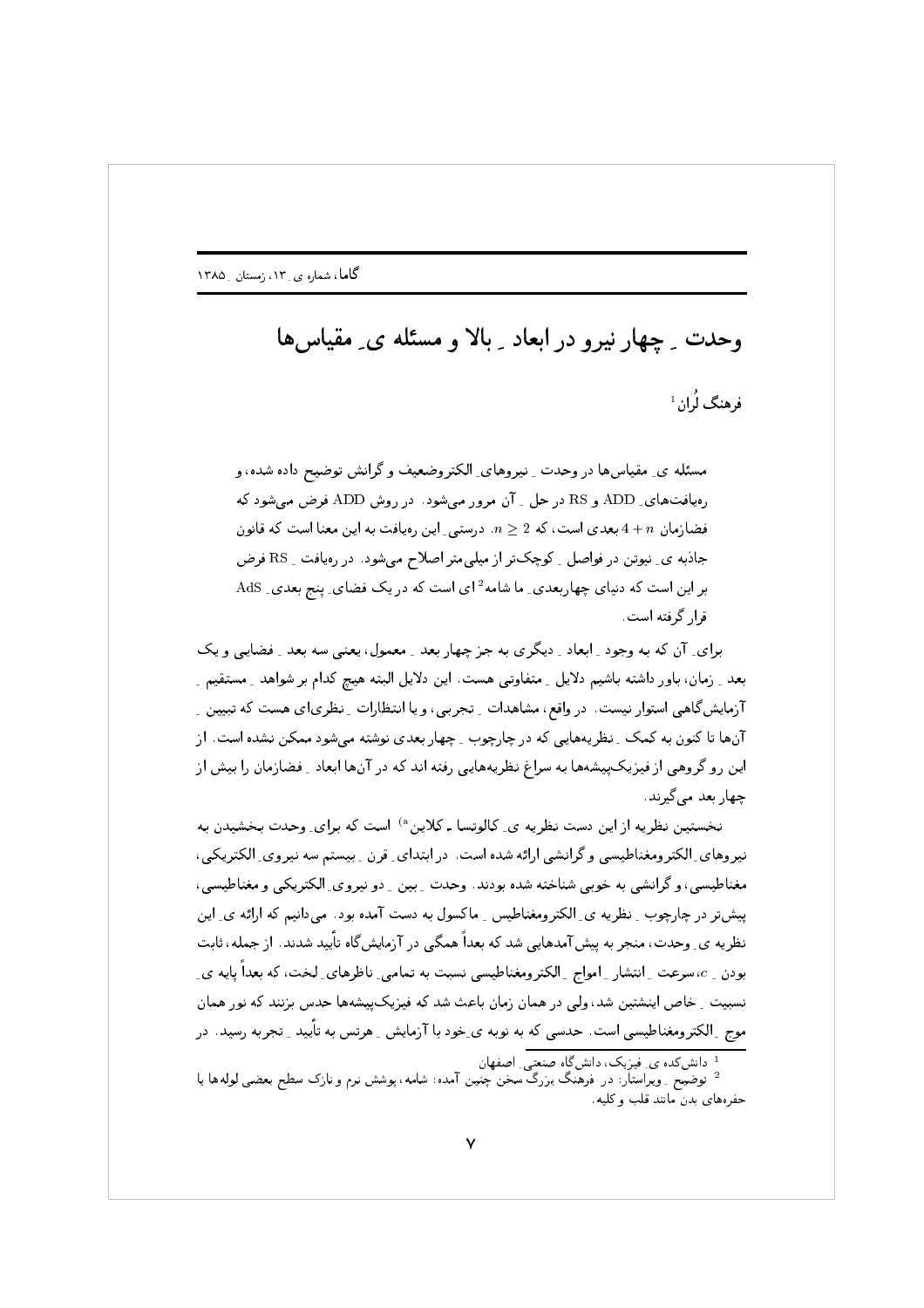# وحدت ِ چهار نیرو در ابعاد ِ بالا و مسئله ی ِ مقیاس‌ها

فرهنگ لُران[1]

مسئله ی ِ مقیاس‌ها در وحدت ِ نیروهای ِ الکتروضعیف و گرانش توضیح داده شده، و ره‌یافت‌های ِ ADD و RS در حل ِ آن مرور می‌شود. در روش ADD فرض می‌شود که فضازمان $4+n$ بعدی است، که $n \geq 2$. درستی ِ این ره‌یافت به این معنا است که قانون جاذبه ی ِ نیوتن در فواصل ِ کوچک‌تر از میلی‌متر اصلاح می‌شود. در ره‌یافت ِ RS فرض بر این است که دنیای چهاربعدی ِ ما شامه[2] ای است که در یک فضای ِ پنج بعدی ِ AdS قرار گرفته است.

برای ِ آن که به وجود ِ ابعاد ِ دیگری به جز چهار بعد ِ معمول، یعنی سه بعد ِ فضایی و یک بعد ِ زمان، باور داشته باشیم دلایل ِ متفاوتی هست. این دلایل البته هیچ کدام بر شواهد ِ مستقیم ِ آزمایش‌گاهی استوار نیست. در واقع، مشاهدات ِ تجربی، و یا انتظارات ِ نظری‌ای هست که تبیین ِ آن‌ها تا کنون به کمک ِ نظریه‌هایی که در چارچوب ِ چهار بعدی نوشته می‌شود ممکن نشده است. از این رو گروهی از فیزیک‌پیشه‌ها به سراغ نظریه‌هایی رفته اند که در آن‌ها ابعاد ِ فضازمان را بیش از چهار بعد می‌گیرند.

نخستین نظریه از این دست نظریه ی ِ کالوتسا ـ کلاین[a] است که برای ِ وحدت بخشیدن به نیروهای ِ الکترومغناطیسی و گرانشی ارائه شده است. در ابتدای ِ قرن ِ بیستم سه نیروی ِ الکتریکی، مغناطیسی، و گرانشی به خوبی شناخته شده بودند. وحدت ِ بین ِ دو نیروی ِ الکتریکی و مغناطیسی، پیش‌تر در چارچوب ِ نظریه ی ِ الکترومغناطیس ِ ماکسول به دست آمده بود. می‌دانیم که ارائه ی ِ این نظریه ی ِ وحدت، منجر به پیش‌آمدهایی شد که بعداً همگی در آزمایش‌گاه تأیید شدند. از جمله، ثابت بودن ِ $c$، سرعت ِ انتشار ِ امواج ِ الکترومغناطیسی نسبت به تمامی ِ ناظرهای ِ لخت، که بعداً پایه ی ِ نسبیت ِ خاص ِ اینشتین شد، ولی در همان زمان باعث شد که فیزیک‌پیشه‌ها حدس بزنند که نور همان موج ِ الکترومغناطیسی است. حدسی که به نوبه ی ِ خود با آزمایش ِ هرتس به تأیید ِ تجربه رسید. در

---

[1] دانش‌کده ی ِ فیزیک، دانش‌گاه صنعتی ِ اصفهان

[2] توضیح ِ ویراستار: در فرهنگ بزرگ سخن چنین آمده: شامه، پوشش نرم و نازک سطح بعضی لوله‌ها یا حفره‌های بدن مانند قلب و کلیه.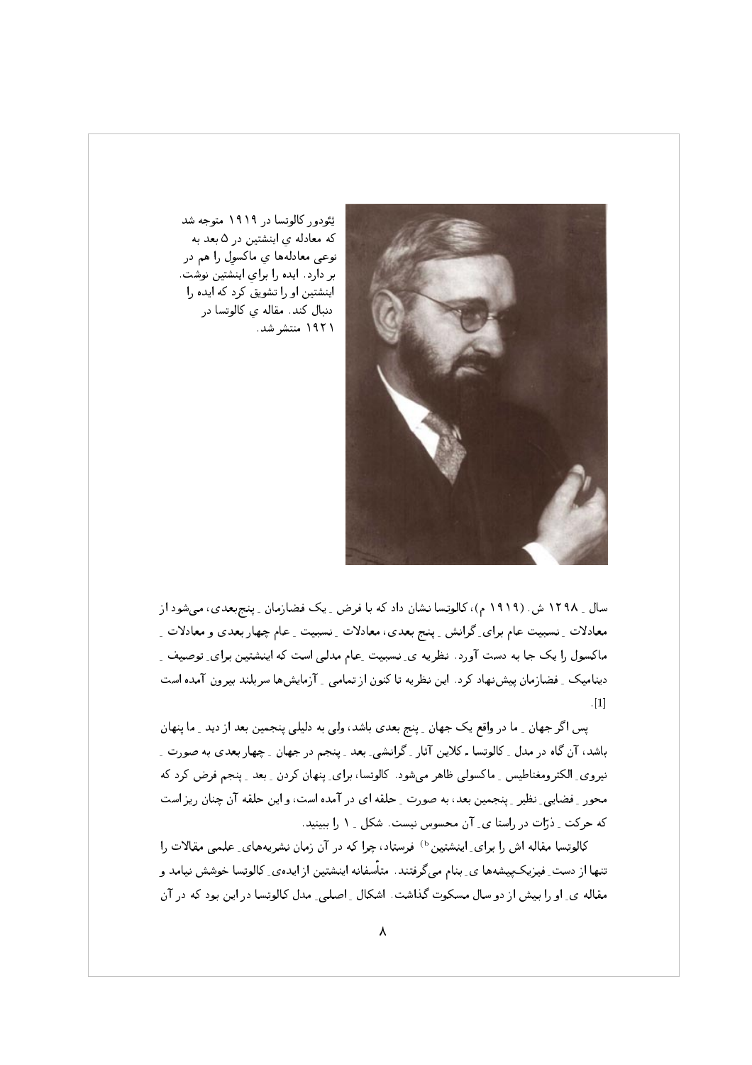تئودور کالوتسا در ۱۹۱۹ متوجه شد که معادله ی اینشتین در ۵ بعد به نوعی معادله‌ها ی ماکسول را هم در بر دارد. ایده را برایِ اینشتین نوشت. اینشتین او را تشویق کرد که ایده را دنبال کند. مقاله ی کالوتسا در ۱۹۲۱ منتشر شد.

سال ـ ۱۲۹۸ ش. (۱۹۱۹ م)، کالوتسا نشان داد که با فرض ـ یک فضازمان ـ پنج‌بعدی، می‌شود از معادلات ـ نسبیت عام برای ـ گرانش ـ پنج بعدی، معادلات ـ نسبیت ـ عام چهار بعدی و معادلات ـ ماکسول را یک جا به دست آورد. نظریه ی ـ نسبیت ـ عام مدلی است که اینشتین برای ـ توصیف ـ دینامیک ـ فضازمان پیش‌نهاد کرد. این نظریه تا کنون از تمامی ـ آزمایش‌ها سربلند بیرون آمده است [1].

پس اگر جهان ـ ما در واقع یک جهان ـ پنج بعدی باشد، ولی به دلیلی پنجمین بعد از دید ـ ما پنهان باشد، آن گاه در مدل ـ کالوتسا ـ کلاین آثار ـ گرانشی ـ بعد ـ پنجم در جهان ـ چهار بعدی به صورت ـ نیروی ـ الکترومغناطیس ـ ماکسولی ظاهر می‌شود. کالوتسا، برای ـ پنهان کردن ـ بعد ـ پنجم فرض کرد که محور ـ فضایی ـ نظیر ـ پنجمین بعد، به صورت ـ حلقه ای در آمده است، و این حلقه آن چنان ریز است که حرکت ـ ذرّات در راستا ی ـ آن محسوس نیست. شکل ـ ۱ را ببینید.

کالوتسا مقاله اش را برای ـ اینشتین[b] فرستاد، چرا که در آن زمان نشریه‌های ـ علمی مقالات را تنها از دست ـ فیزیک‌پیشه‌ها ی ـ بنام می‌گرفتند. متأسفانه اینشتین از ایده‌ی ـ کالوتسا خوشش نیامد و مقاله ی ـ او را بیش از دو سال مسکوت گذاشت. اشکال ـ اصلی ـ مدل کالوتسا در این بود که در آن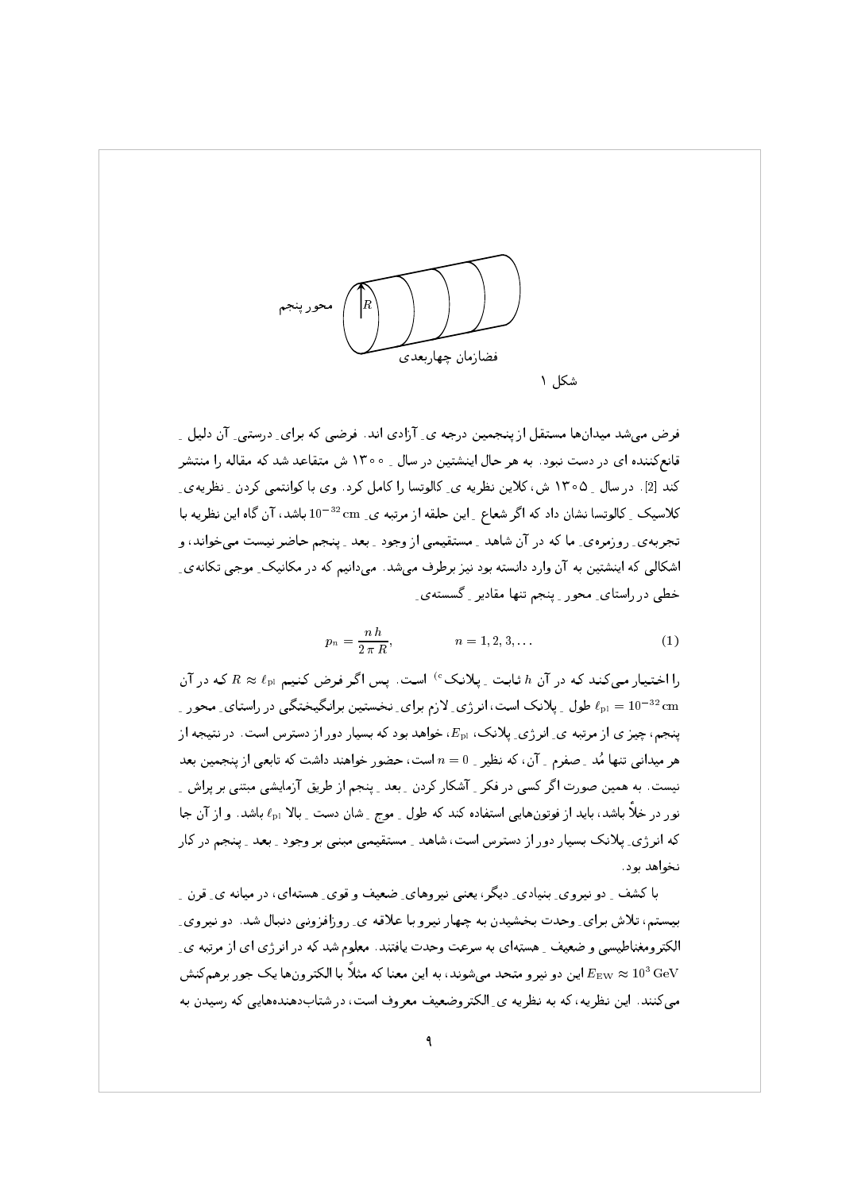محور پنجم

$R$

فضازمان چهاربعدی

شکل ۱

فرض می‌شد میدان‌ها مستقل از پنجمین درجه ی ِ آزادی اند. فرضی که برای ِ درستی ِ آن دلیل ِ قانع‌کننده ای در دست نبود. به هر حال اینشتین در سال ِ ۱۳۰۰ ش متقاعد شد که مقاله را منتشر کند [2]. در سال ِ ۱۳۰۵ ش، کلاین نظریه ی ِ کالوتسا را کامل کرد. وی با کوانتمی کردن ِ نظریه‌ی ِ کلاسیک ِ کالوتسا نشان داد که اگر شعاع ِ این حلقه از مرتبه ی ِ $10^{-32}\,\mathrm{cm}$ باشد، آن گاه این نظریه با تجربه‌ی ِ روزمره‌ی ِ ما که در آن شاهد ِ مستقیمی از وجود ِ بعد ِ پنجم حاضر نیست می‌خواند، و اشکالی که اینشتین به آن وارد دانسته بود نیز برطرف می‌شد. می‌دانیم که در مکانیک ِ موجی تکانه‌ی ِ خطی در راستای ِ محور ِ پنجم تنها مقادیر ِ گسسته‌ی ِ

$$p_n = \frac{n\,h}{2\,\pi\,R}, \qquad n = 1, 2, 3, \ldots \tag{1}$$

را اختیار می‌کند که در آن $h$ ثابت ِ پلانک[c] است. پس اگر فرض کنیم $R \approx \ell_{\rm pl}$ که در آن $\ell_{\rm pl} = 10^{-32}\,\mathrm{cm}$ طول ِ پلانک است، انرژی ِ لازم برای ِ نخستین برانگیختگی در راستای ِ محور ِ پنجم، چیز ی از مرتبه ی ِ انرژی ِ پلانک، $E_{\rm pl}$، خواهد بود که بسیار دور از دسترس است. در نتیجه از هر میدانی تنها مُد ِ صفرم ِ آن، که نظیر ِ $n = 0$ است، حضور خواهند داشت که تابعی از پنجمین بعد نیست. به همین صورت اگر کسی در فکر ِ آشکار کردن ِ بعد ِ پنجم از طریق آزمایشی مبتنی بر پراش ِ نور در خلأ باشد، باید از فوتون‌هایی استفاده کند که طول ِ موج ِ شان دست ِ بالا $\ell_{\rm pl}$ باشد. و از آن جا که انرژی ِ پلانک بسیار دور از دسترس است، شاهد ِ مستقیمی مبنی بر وجود ِ بعد ِ پنجم در کار نخواهد بود.

با کشف ِ دو نیروی ِ بنیادی ِ دیگر، یعنی نیروهای ِ ضعیف و قوی ِ هسته‌ای، در میانه ی ِ قرن ِ بیستم، تلاش برای ِ وحدت بخشیدن به چهار نیرو با علاقه ی ِ روزافزونی دنبال شد. دو نیروی ِ الکترومغناطیسی و ضعیف ِ هسته‌ای به سرعت وحدت یافتند. معلوم شد که در انرژی ای از مرتبه ی ِ $E_{\rm EW} \approx 10^3\,\mathrm{GeV}$ این دو نیرو متحد می‌شوند، به این معنا که مثلاً با الکترون‌ها یک جور برهم‌کنش می‌کنند. این نظریه، که به نظریه ی ِ الکتروضعیف معروف است، در شتاب‌دهنده‌هایی که رسیدن به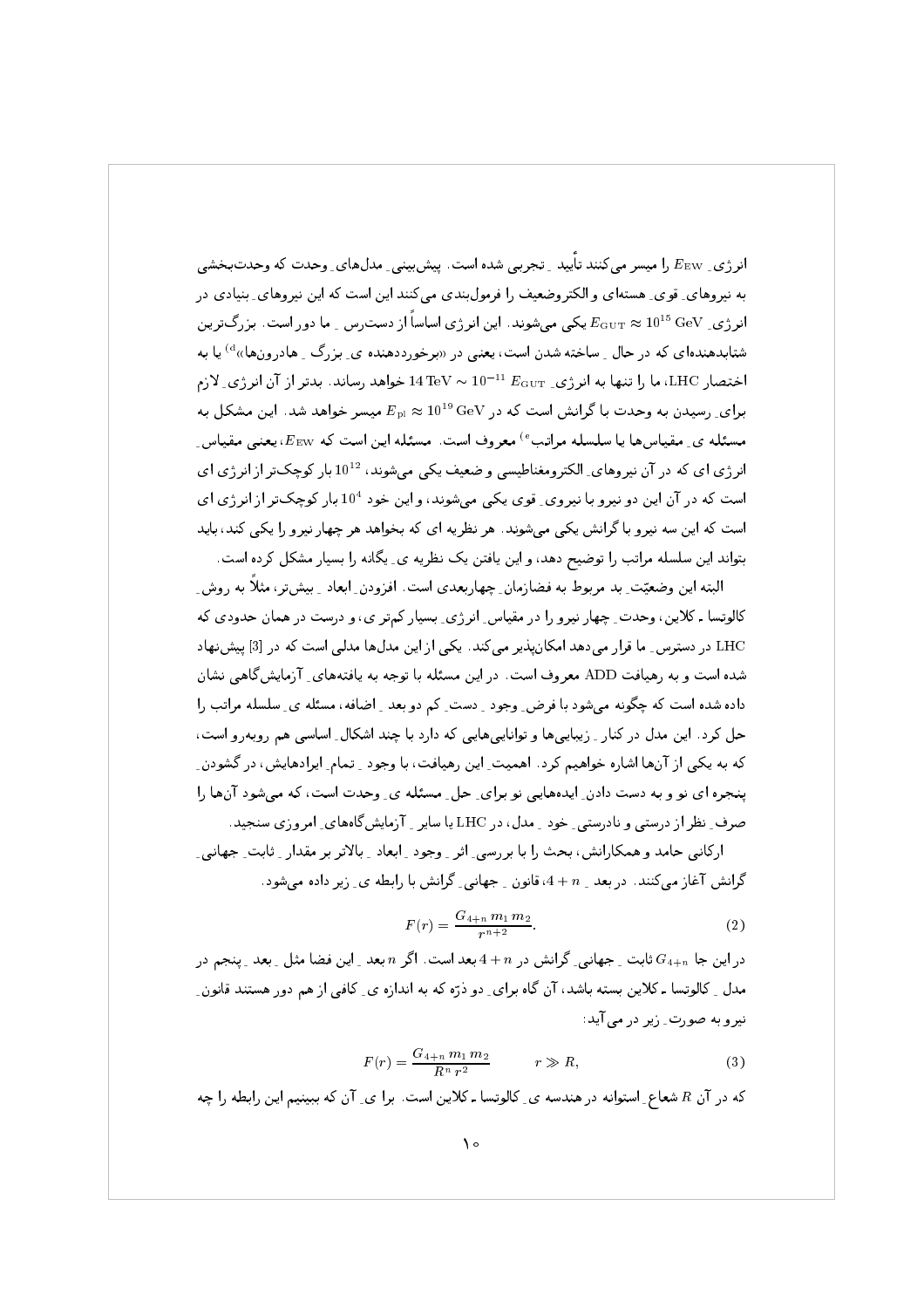انرژیِ $E_{\rm EW}$ را میسر می‌کنند تأیید ِ تجربی شده است. پیش‌بینی ِ مدل‌های ِ وحدت که وحدت‌بخشی به نیروهای ِ قوی ِ هسته‌ای و الکتروضعیف را فرمول‌بندی می‌کنند این است که این نیروهای ِ بنیادی در انرژیِ $E_{\rm GUT} \approx 10^{15}\ {\rm GeV}$ یکی می‌شوند. این انرژی اساساً از دست‌رس ِ ما دور است. بزرگ‌ترین شتابدهنده‌ای که در حال ِ ساخته شدن است، یعنی در «برخورددهنده ی ِ بزرگ ِ هادرون‌ها»[d] یا به اختصار LHC، ما را تنها به انرژیِ $E_{\rm GUT}\ 10^{-11} \sim 14\ {\rm TeV}$ خواهد رساند. بدتر از آن انرژیِ لازم برایِ رسیدن به وحدت با گرانش است که در $E_{\rm pl} \approx 10^{19}\ {\rm GeV}$ میسر خواهد شد. این مشکل به **مسئله ی ِ مقیاس‌ها یا سلسله مراتب**[e] معروف است. مسئله این است که $E_{\rm EW}$، یعنی مقیاس ِ انرژی ای که در آن نیروهایِ الکترومغناطیسی و ضعیف یکی می‌شوند، $10^{12}$ بار کوچک‌تر از انرژی ای است که در آن این دو نیرو با نیرویِ قوی یکی می‌شوند، و این خود $10^{4}$ بار کوچک‌تر از انرژی ای است که این سه نیرو با گرانش یکی می‌شوند. هر نظریه ای که بخواهد هر چهار نیرو را یکی کند، باید بتواند این سلسله مراتب را توضیح دهد، و این یافتن یک نظریه ی ِ یگانه را بسیار مشکل کرده است.

البته این وضعیّت ِ بد مربوط به فضازمان ِ چهاربعدی است. افزودن ِ ابعاد ِ بیش‌تر، مثلاً به روش ِ کالوتسا ـ کلاین، وحدت ِ چهار نیرو را در مقیاس ِ انرژیِ بسیار کم‌تر ی، و درست در همان حدودی که LHC در دسترس ِ ما قرار می‌دهد امکان‌پذیر می‌کند. یکی از این مدل‌ها مدلی است که در [3] پیش‌نهاد شده است و به رهیافت ADD معروف است. در این مسئله با توجه به یافته‌های ِ آزمایش‌گاهی نشان داده شده است که چگونه می‌شود با فرض ِ وجود ِ دست ِ کم دو بعد ِ اضافه، مسئله ی ِ سلسله مراتب را حل کرد. این مدل در کنار ِ زیبایی‌ها و توانایی‌هایی که دارد با چند اشکال ِ اساسی هم روبه‌رو است، که به یکی از آن‌ها اشاره خواهیم کرد. اهمیت ِ این رهیافت، با وجود ِ تمام ِ ایرادهایش، در گشودن ِ پنجره ای نو و به دست دادن ِ ایده‌هایی نو برایِ حل ِ مسئله ی ِ وحدت است، که می‌شود آن‌ها را صرف ِ نظر از درستی و نادرستی ِ خود ِ مدل، در LHC یا سایر ِ آزمایش‌گاه‌های ِ امروزی سنجید.

ارکانی حامد و همکارانش، بحث را با بررسی ِ اثر ِ وجود ِ ابعاد ِ بالاتر بر مقدار ِ ثابت ِ جهانی ِ گرانش آغاز می‌کنند. در بعد ِ $n+4$، قانون ِ جهانی ِ گرانش با رابطه ی ِ زیر داده می‌شود.

$$F(r) = \frac{G_{4+n}\, m_1\, m_2}{r^{n+2}}. \tag{2}$$

در این جا $G_{4+n}$ ثابت ِ جهانی ِ گرانش در $n+4$ بعد است. اگر $n$ بعد ِ این فضا مثل ِ بعد ِ پنجم در مدل ِ کالوتسا ـ کلاین بسته باشد، آن گاه برایِ دو ذرّه که به اندازه ی ِ کافی از هم دور هستند قانون ِ نیرو به صورت ِ زیر در می‌آید:

$$F(r) = \frac{G_{4+n}\, m_1\, m_2}{R^n\, r^2} \qquad r \gg R, \tag{3}$$

که در آن $R$ شعاع ِ استوانه در هندسه ی ِ کالوتسا ـ کلاین است. برا ی ِ آن که ببینیم این رابطه را چه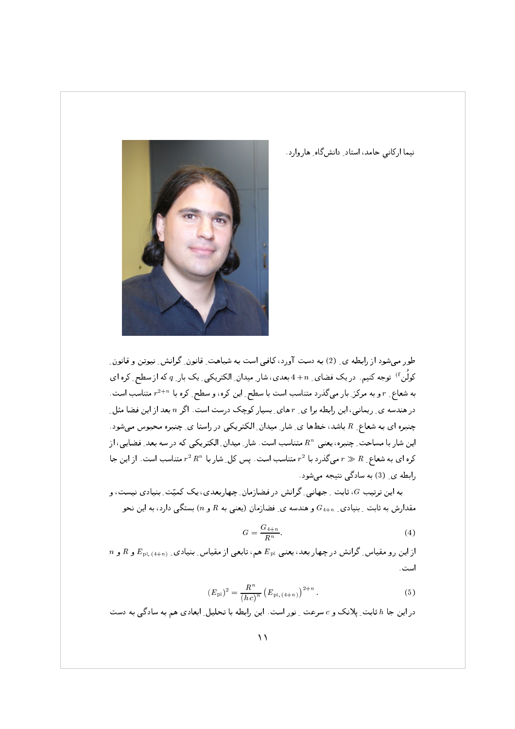نیما ارکانی حامد، استاد ِ دانشگاه ِ هاروارد.

طور می‌شود از رابطه ی ِ (2) به دست آورد، کافی است به شباهت ِ قانون ِ گرانش ِ نیوتن و قانون ِ کولُن[f]) توجه کنیم. در یک فضای ِ $n+4$ بعدی، شار ِ میدان ِ الکتریکی ِ یک بار ِ $q$ که از سطح ِ کره ای به شعاع ِ $r$ و به مرکز ِ بار می‌گذرد متناسب است با سطح ِ این کره، و سطح ِ کره با $r^{2+n}$ متناسب است. در هندسه ی ِ ریمانی، این رابطه برا ی ِ $r$ های ِ بسیار کوچک درست است. اگر $n$ بعد از این فضا مثل ِ چنبره ای به شعاع ِ $R$ باشد، خط‌ها ی ِ شار ِ میدان ِ الکتریکی در راستا ی ِ چنبره محبوس می‌شود. این شار با مساحت ِ چنبره، یعنی $R^n$ متناسب است. شار ِ میدان ِ الکتریکی که در سه بعد ِ فضایی، از کره ای به شعاع ِ $r \gg R$ می‌گذرد با $r^2$ متناسب است. پس کل ِ شار با $r^2\,R^n$ متناسب است. از این جا رابطه ی ِ (3) به سادگی نتیجه می‌شود.

به این ترتیب $G$، ثابت ِ جهانی ِ گرانش در فضازمان ِ چهاربعدی، یک کمیّت ِ بنیادی نیست، و مقدارش به ثابت ِ بنیادی ِ $G_{4+n}$ و هندسه ی ِ فضازمان (یعنی به $R$ و $n$) بستگی دارد، به این نحو

$$G = \frac{G_{4+n}}{R^n}. \tag{4}$$

از این رو مقیاس ِ گرانش در چهار بعد، یعنی $E_{\rm pl}$ هم، تابعی از مقیاس ِ بنیادی ِ $E_{{\rm pl},\,(4+n)}$ و $R$ و $n$ است.

$$(E_{\rm pl})^2 = \frac{R^n}{(h\,c)^n}\left(E_{{\rm pl},\,(4+n)}\right)^{2+n}. \tag{5}$$

در این جا $h$ ثابت ِ پلانک و $c$ سرعت ِ نور است. این رابطه با تحلیل ِ ابعادی هم به سادگی به دست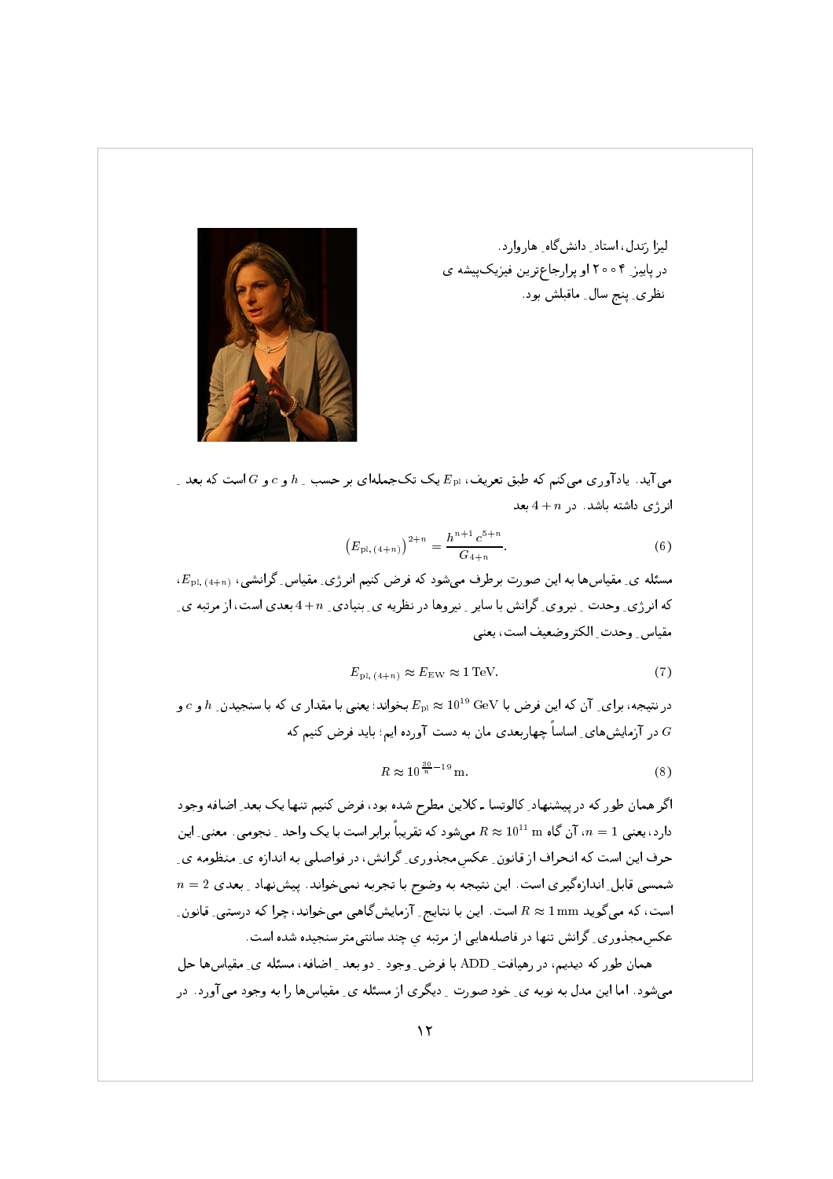لیزا رَندل، استاد ـ دانش‌گاه ـ هاروارد.
در پاییز ـ ۲۰۰۴ او پرارجاع‌ترین فیزیک‌پیشه ی
نظری ـ پنج سال ـ ماقبلش بود.

می‌آید. یادآوری می‌کنم که طبق تعریف، $E_{\rm pl}$ یک تک‌جمله‌ای بر حسب ـ $h$ ، $c$ و $G$ است که بعد ـ انرژی داشته باشد. در $4+n$ بعد

$$\left(E_{\rm pl,\,(4+n)}\right)^{2+n} = \frac{h^{n+1}\,c^{5+n}}{G_{4+n}}. \qquad (6)$$

مسئله ی ـ مقیاس‌ها به این صورت برطرف می‌شود که فرض کنیم انرژی ـ مقیاس ـ گرانشی، $E_{\rm pl,\,(4+n)}$، که انرژی ـ وحدت ـ نیروی ـ گرانش با سایر ـ نیروها در نظریه ی ـ بنیادی ـ $4+n$ بعدی است، از مرتبه ی ـ مقیاس ـ وحدت ـ الکتروضعیف است، یعنی

$$E_{\rm pl,\,(4+n)} \approx E_{\rm EW} \approx 1\,{\rm TeV}. \qquad (7)$$

در نتیجه، برای ـ آن که این فرض با $E_{\rm pl} \approx 10^{19}\,{\rm GeV}$ بخواند؛ یعنی با مقدار ی که با سنجیدن ـ $h$ و $c$ و $G$ در آزمایش‌های ـ اساساً چهاربعدی مان به دست آورده ایم؛ باید فرض کنیم که

$$R \approx 10^{\frac{30}{n}-19}\,{\rm m}. \qquad (8)$$

اگر همان طور که در پیشنهاد ـ کالوتسا ـ کلاین مطرح شده بود، فرض کنیم تنها یک بعد ـ اضافه وجود دارد، یعنی $n=1$، آن گاه $R \approx 10^{11}\,{\rm m}$ می‌شود که تقریباً برابر است با یک واحد ـ نجومی. معنی ـ این حرف این است که انحراف از قانون ـ عکس‌مجذوری ـ گرانش، در فواصلی به اندازه ی ـ منظومه ی ـ شمسی قابل ـ اندازه‌گیری است. این نتیجه به وضوح با تجربه نمی‌خواند. پیش‌نهاد ـ بعدی $n=2$ است، که می‌گوید $R \approx 1\,{\rm mm}$ است. این با نتایج ـ آزمایش‌گاهی می‌خواند، چرا که درستی ـ قانون ـ عکس‌مجذوری ـ گرانش تنها در فاصله‌هایی از مرتبه ی چند سانتی‌متر سنجیده شده است.

همان طور که دیدیم، در رهیافت ـ ADD با فرض ـ وجود ـ دو بعد ـ اضافه، مسئله ی ـ مقیاس‌ها حل می‌شود. اما این مدل به نوبه ی ـ خود صورت ـ دیگری از مسئله ی ـ مقیاس‌ها را به وجود می‌آورد. در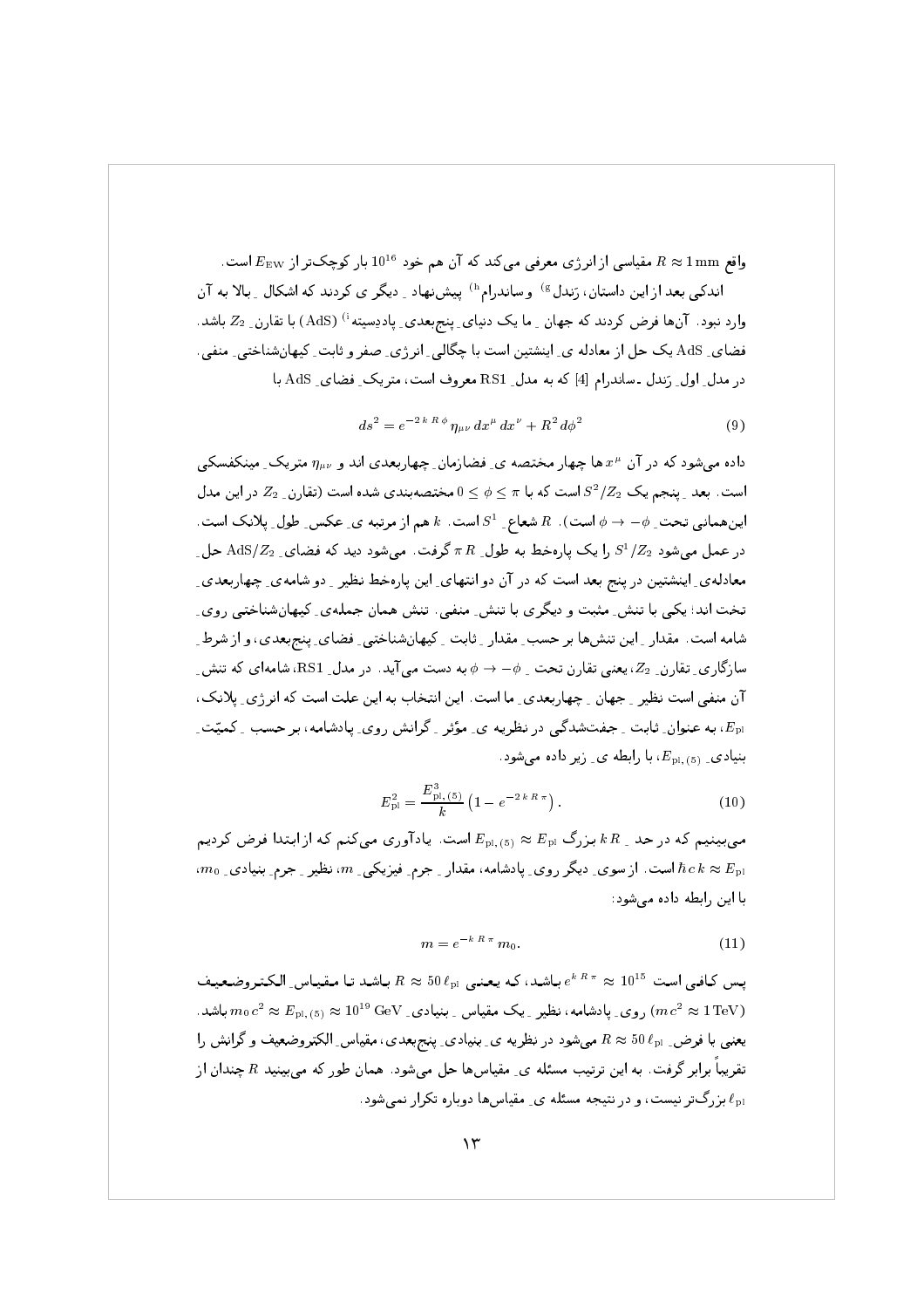واقع $R \approx 1\,\mathrm{mm}$ مقیاسی از انرژی معرفی می‌کند که آن هم خود $10^{16}$ بار کوچک‌تر از $E_{\mathrm{EW}}$ است.

اندکی بعد از این داستان، رَندل[g] و ساندرام[h] پیش‌نهاد ِ دیگر ی کردند که اشکال ِ بالا به آن وارد نبود. آن‌ها فرض کردند که جهان ِ ما یک دنیای ِ پنج‌بعدی ِ پادِدیسیته[i] (AdS) با تقارن ِ $Z_2$ باشد. فضای ِ AdS یک حل از معادله ی ِ اینشتین است با چگالی ِ انرژی ِ صفر و ثابت ِ کیهان‌شناختی ِ منفی. در مدل ِ اول ِ رَندل ـ ساندرام [4] که به مدل ِ RS1 معروف است، متریک ِ فضای ِ AdS با

$$ds^2 = e^{-2\,k\,R\,\phi}\,\eta_{\mu\nu}\,dx^\mu\,dx^\nu + R^2\,d\phi^2 \tag{9}$$

داده می‌شود که در آن $x^\mu$ ها چهار مختصه ی ِ فضازمان ِ چهاربعدی اند و $\eta_{\mu\nu}$ متریک ِ مینکفسکی است. بعد ِ پنجم یک $S^2/Z_2$ است که با $0 \le \phi \le \pi$ مختصه‌بندی شده است (تقارن ِ $Z_2$ در این مدل این‌همانی تحت ِ $\phi \to -\phi$ است). $R$ شعاع ِ $S^1$ است. $k$ هم از مرتبه ی ِ عکس ِ طول ِ پلانک است. در عمل می‌شود $S^1/Z_2$ را یک پاره‌خط به طول ِ $\pi\,R$ گرفت. می‌شود دید که فضای ِ $\mathrm{AdS}/Z_2$ حل ِ معادله‌ی ِ اینشتین در پنج بعد است که در آن دو انتهای ِ این پاره‌خط نظیر ِ دو شامه‌ی ِ چهاربعدی ِ تخت اند؛ یکی با تنش ِ مثبت و دیگری با تنش ِ منفی. تنش همان جمله‌ی ِ کیهان‌شناختی روی ِ شامه است. مقدار ِ این تنش‌ها بر حسب ِ مقدار ِ ثابت ِ کیهان‌شناختی ِ فضای ِ پنج‌بعدی، و از شرط ِ سازگاری ِ تقارن ِ $Z_2$، یعنی تقارن تحت ِ $\phi \to -\phi$ به دست می‌آید. در مدل ِ RS1، شامه‌ای که تنش ِ آن منفی است نظیر ِ جهان ِ چهاربعدی ِ ما است. این انتخاب به این علت است که انرژی ِ پلانک، $E_{\mathrm{pl}}$، به عنوان ِ ثابت ِ جفت‌شدگی در نظریه ی ِ مؤثر ِ گرانش روی ِ پادشامه، بر حسب ِ کمیّت ِ بنیادی ِ $E_{\mathrm{pl},(5)}$، با رابطه ی ِ زیر داده می‌شود.

$$E_{\mathrm{pl}}^2 = \frac{E_{\mathrm{pl},(5)}^3}{k}\left(1 - e^{-2\,k\,R\,\pi}\right). \tag{10}$$

می‌بینیم که در حد ِ $k\,R$ بزرگ $E_{\mathrm{pl},(5)} \approx E_{\mathrm{pl}}$ است. یادآوری می‌کنم که از ابتدا فرض کردیم $\hbar\,c\,k \approx E_{\mathrm{pl}}$ است. از سوی ِ دیگر روی ِ پادشامه، مقدار ِ جرم ِ فیزیکی ِ $m$، نظیر ِ جرم ِ بنیادی ِ $m_0$، با این رابطه داده می‌شود:

$$m = e^{-k\,R\,\pi}\,m_0. \tag{11}$$

پس کافی است $e^{k\,R\,\pi} \approx 10^{15}$ باشد، که یعنی $R \approx 50\,\ell_{\mathrm{pl}}$ باشد تا مقیاس ِ الکتروضعیف $(m\,c^2 \approx 1\,\mathrm{TeV})$ روی ِ پادشامه، نظیر ِ یک مقیاس ِ بنیادی ِ $m_0\,c^2 \approx E_{\mathrm{pl},(5)} \approx 10^{19}\,\mathrm{GeV}$ باشد. یعنی با فرض ِ $R \approx 50\,\ell_{\mathrm{pl}}$ می‌شود در نظریه ی ِ بنیادی ِ پنج‌بعدی، مقیاس ِ الکتروضعیف و گرانش را تقریباً برابر گرفت. به این ترتیب مسئله ی ِ مقیاس‌ها حل می‌شود. همان طور که می‌بینید $R$ چندان از $\ell_{\mathrm{pl}}$ بزرگ‌تر نیست، و در نتیجه مسئله ی ِ مقیاس‌ها دوباره تکرار نمی‌شود.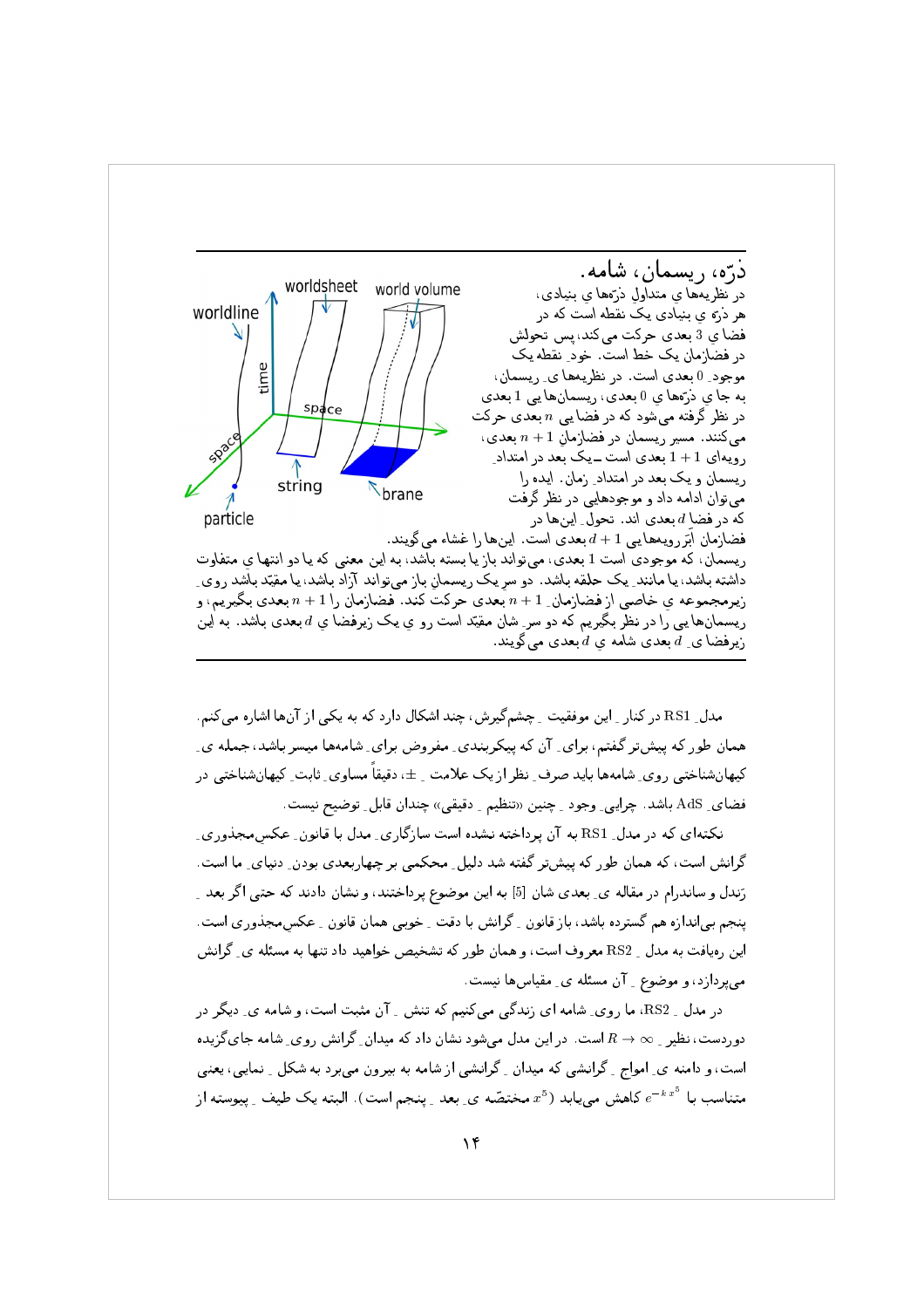**ذرّه، ریسمان، شامه.**
در نظریه‌ها ی متداول ذرّه‌ها ی بنیادی، هر ذرّه ی بنیادی یک نقطه است که در فضا ی 3 بعدی حرکت می کند؛ پس تحولش در فضازمان یک خط است. خود ِ نقطه یک موجود ِ 0 بعدی است. در نظریه‌ها ی ِ ریسمان، به جا ی ذرّه‌ها ی 0 بعدی، ریسمان‌ها یی 1 بعدی در نظر گرفته می‌شود که در فضا یی $n$ بعدی حرکت می‌کنند. مسیر ریسمان در فضازمانِ $n+1$ بعدی، رویه‌ای $1+1$ بعدی است ــ یک بعد در امتداد ِ ریسمان و یک بعد در امتداد ِ زمان. ایده را می‌توان ادامه داد و موجودهایی در نظر گرفت که در فضا $d$ بعدی اند. تحول ِ این‌ها در فضازمان اَبَررویه‌هایی $d+1$ بعدی است. این‌ها را غشاء می گویند. ریسمان، که موجودی است 1 بعدی، می‌تواند باز یا بسته باشد، به این معنی که یا دو انتها ی متفاوت داشته باشد، یا مانند ِ یک حلقه باشد. دو سر ِ یک ریسمانِ باز می‌تواند آزاد باشد، یا مقیّد باشد روی ِ زیرمجموعه ی خاصی از فضازمان ِ $n+1$ بعدی حرکت کند. فضازمان را $n+1$ بعدی بگیریم، و ریسمان‌ها یی را در نظر بگیریم که دو سر ِ شان مقیّد است رو ی یک زیرفضا ی $d$ بعدی باشد. به این زیرفضا ی ِ $d$ بعدی شامه ی $d$ بعدی می گویند.

---

مدل ِ RS1 در کنار ِ این موفقیت ِ چشم‌گیرش، چند اشکال دارد که به یکی از آن‌ها اشاره می‌کنم. همان طور که پیش‌تر گفتم، برای ِ آن که پیکربندی ِ مفروض برای ِ شامه‌ها میسر باشد، جمله ی ِ کیهان‌شناختی روی ِ شامه‌ها باید صرف ِ نظر از یک علامت ِ $\pm$، دقیقاً مساوی ِ ثابت ِ کیهان‌شناختی در فضای ِ AdS باشد. چرایی ِ وجود ِ چنین «تنظیم ِ دقیقی» چندان قابل ِ توضیح نیست.

نکته‌ای که در مدل ِ RS1 به آن پرداخته نشده است سازگاری ِ مدل با قانون ِ عکس‌مجذوری ِ گرانش است، که همان طور که پیش‌تر گفته شد دلیل ِ محکمی بر چهاربعدی بودن ِ دنیای ِ ما است. رَندل و ساندرام در مقاله ی ِ بعدی شان [5] به این موضوع پرداختند، و نشان دادند که حتی اگر بعد ِ پنجم بی‌اندازه هم گسترده باشد، باز قانون ِ گرانش با دقت ِ خوبی همان قانون ِ عکس‌مجذوری است. این رهیافت به مدل ِ RS2 معروف است، و همان طور که تشخیص خواهید داد تنها به مسئله ی ِ گرانش می‌پردازد، و موضوع ِ آن مسئله ی ِ مقیاس‌ها نیست.

در مدل ِ RS2، ما روی ِ شامه ای زندگی می کنیم که تنش ِ آن مثبت است، و شامه ی ِ دیگر در دوردست، نظیر ِ $R \to \infty$ است. در این مدل می‌شود نشان داد که میدان ِ گرانش روی ِ شامه جای‌گزیده است، و دامنه ی ِ امواج ِ گرانشی که میدان ِ گرانشی از شامه به بیرون می‌برد به شکل ِ نمایی، یعنی متناسب با $e^{-k\,x^5}$ کاهش می‌یابد ($x^5$ مختصّه ی ِ بعد ِ پنجم است). البته یک طیف ِ پیوسته از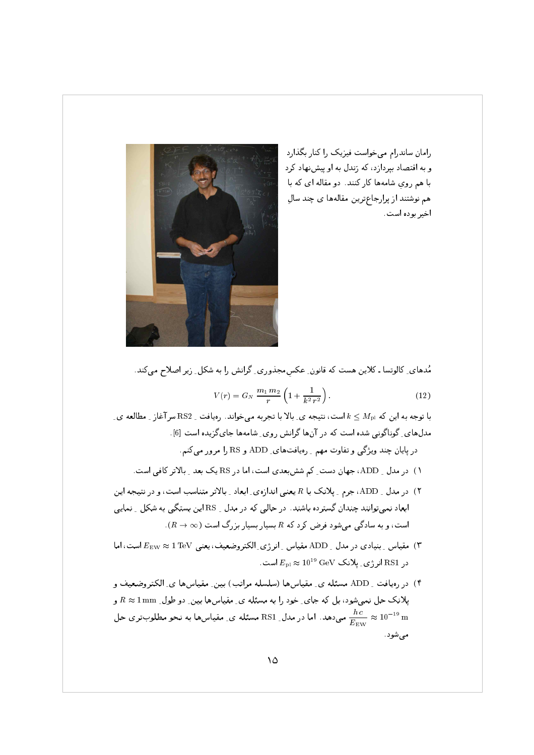رامانساندرام می‌خواست فیزیک را کنار بگذارد و به اقتصاد بپردازد، که رَندل به او پیش‌نهاد کرد با هم روی شامه‌ها کار کنند. دو مقاله ای که با هم نوشتند از پرارجاع‌ترین مقاله‌ها ی چند سالِ اخیر بوده است.

مُدهای ِ کالوتسا ـ کلاین هست که قانون ِ عکس‌مجذوری ِ گرانش را به شکل ِ زیر اصلاح می‌کند.

$$V(r) = G_N \, \frac{m_1\, m_2}{r} \left(1 + \frac{1}{k^2\, r^2}\right). \tag{12}$$

با توجه به این که $k \le M_{\rm pl}$ است، نتیجه ی ِ بالا با تجربه می‌خواند. رهیافت ِ RS2 سرآغاز ِ مطالعه ی ِ مدل‌های ِ گوناگونی شده است که در آن‌ها گرانش روی ِ شامه‌ها جای‌گزیده است [6].

در پایان چند ویژگی و تفاوت مهم ِ رهیافت‌های ِ ADD و RS را مرور می‌کنم.

۱) در مدل ِ ADD، جهان دست ِ کم شش‌بعدی است، اما در RS یک بعد ِ بالاتر کافی است.

۲) در مدل ِ ADD، جرم ِ پلانک با $R$ یعنی اندازه‌ی ِ ابعاد ِ بالاتر متناسب است، و در نتیجه این ابعاد نمی‌توانند چندان گسترده باشند. در حالی که در مدل ِ RS این بستگی به شکل ِ نمایی است، و به سادگی می‌شود فرض کرد که $R$ بسیار بسیار بزرگ است ($R \to \infty$).

۳) مقیاس ِ بنیادی در مدل ِ ADD مقیاس ِ انرژی ِ الکتروضعیف، یعنی $E_{\rm EW} \approx 1\ {\rm TeV}$ است، اما در RS1 انرژی ِ پلانک $E_{\rm pl} \approx 10^{19}\ {\rm GeV}$ است.

۴) در رهیافت ِ ADD مسئله ی ِ مقیاس‌ها (سلسله مراتب) بین ِ مقیاس‌ها ی ِ الکتروضعیف و پلانک حل نمی‌شود، بل که جای ِ خود را به مسئله ی ِ مقیاس‌ها بین ِ دو طول ِ $R \approx 1\,{\rm mm}$ و $\dfrac{h\,c}{E_{\rm EW}} \approx 10^{-19}\ {\rm m}$ می‌دهد. اما در مدل ِ RS1 مسئله ی ِ مقیاس‌ها به نحو مطلوب‌تری حل می‌شود.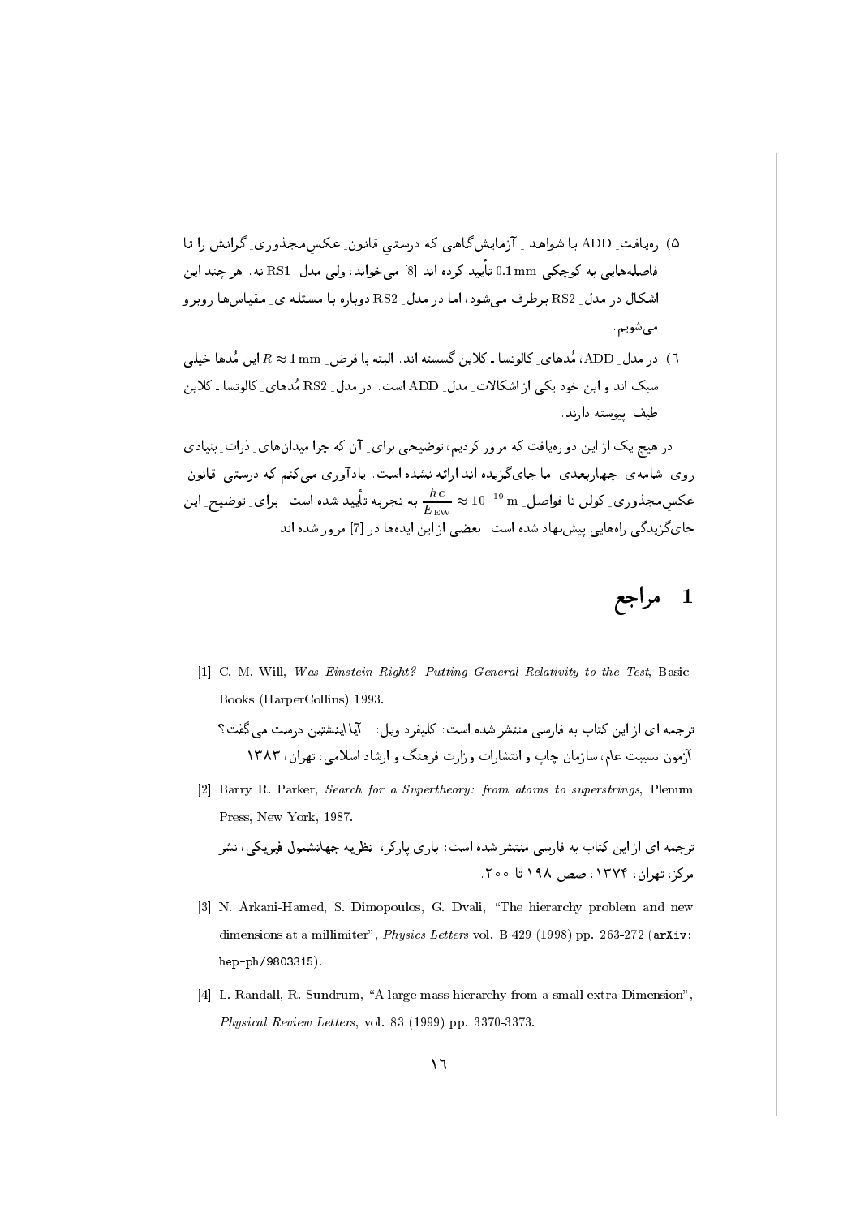۵) ره‌یافتِ ADD با شواهد ِ آزمایش‌گاهی که درستیِ قانونِ عکس‌مجذوریِ گرانش را تا فاصله‌هایی به کوچکیِ $0.1\,\mathrm{mm}$ تأیید کرده اند [8] می‌خواند، ولی مدلِ RS1 نه. هر چند این اشکال در مدلِ RS2 برطرف می‌شود، اما در مدلِ RS2 دوباره با مسئله ی مقیاس‌ها روبرو می‌شویم.

۶) در مدلِ ADD، مُدهای کالوتسا ـ کلاین گسسته اند. البته با فرضِ $R \approx 1\,\mathrm{mm}$ این مُدها خیلی سبک اند و این خود یکی از اشکالاتِ مدلِ ADD است. در مدلِ RS2 مُدهای کالوتسا ـ کلاین طیفِ پیوسته دارند.

در هیچ یک از این دو ره‌یافت که مرور کردیم، توضیحی برای آن که چرا میدان‌هایِ ذراتِ بنیادی رویِ شامه‌یِ چهاربعدیِ ما جای‌گزیده اند ارائه نشده است. یادآوری می‌کنم که درستیِ قانونِ عکس‌مجذوریِ کولن تا فواصلِ $\frac{h\,c}{E_{\mathrm{EW}}} \approx 10^{-19}\,\mathrm{m}$ به تجربه تأیید شده است. برای توضیحِ این جای‌گزیدگی راه‌هایی پیش‌نهاد شده است. بعضی از این ایده‌ها در [7] مرور شده اند.

# 1 مراجع

[1] C. M. Will, *Was Einstein Right? Putting General Relativity to the Test*, Basic-Books (HarperCollins) 1993.

ترجمه ای از این کتاب به فارسی منتشر شده است: کلیفرد ویل: آیا اینشتین درست می گفت؟ آزمون نسبیت عام، سازمان چاپ و انتشارات وزارت فرهنگ و ارشاد اسلامی، تهران، ۱۳۸۳

[2] Barry R. Parker, *Search for a Supertheory: from atoms to superstrings*, Plenum Press, New York, 1987.

ترجمه ای از این کتاب به فارسی منتشر شده است: باری پارکر، نظریه جهانشمول فیزیکی، نشر مرکز، تهران، ۱۳۷۴، صص ۱۹۸ تا ۲۰۰.

[3] N. Arkani-Hamed, S. Dimopoulos, G. Dvali, "The hierarchy problem and new dimensions at a millimiter", *Physics Letters* vol. B 429 (1998) pp. 263-272 (`arXiv: hep-ph/9803315`).

[4] L. Randall, R. Sundrum, "A large mass hierarchy from a small extra Dimension", *Physical Review Letters*, vol. 83 (1999) pp. 3370-3373.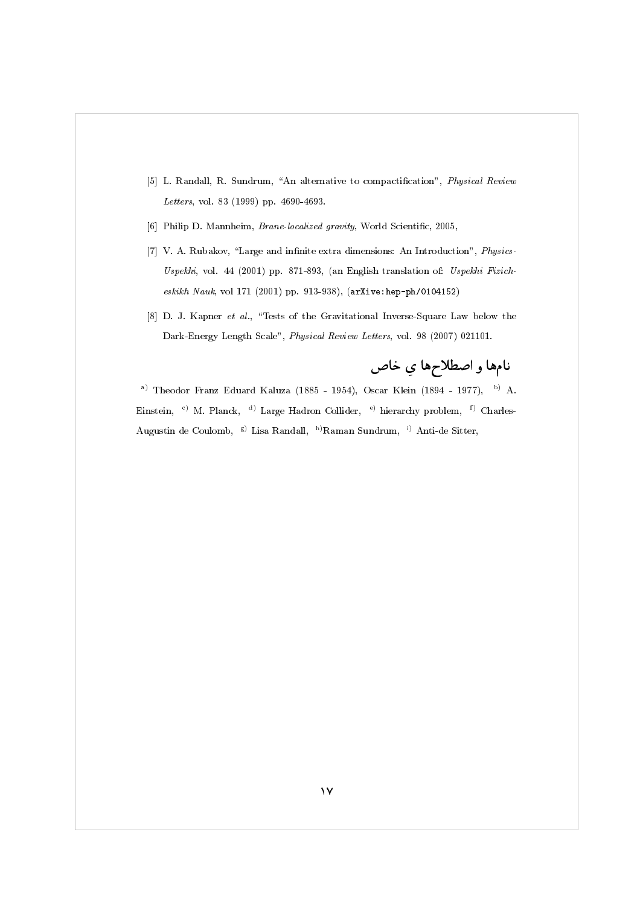[5] L. Randall, R. Sundrum, “An alternative to compactification”, *Physical Review Letters*, vol. 83 (1999) pp. 4690-4693.

[6] Philip D. Mannheim, *Brane-localized gravity*, World Scientific, 2005,

[7] V. A. Rubakov, “Large and infinite extra dimensions: An Introduction”, *Physics-Uspekhi*, vol. 44 (2001) pp. 871-893, (an English translation of: *Uspekhi Fizicheskikh Nauk*, vol 171 (2001) pp. 913-938), (`arXive:hep-ph/0104152`)

[8] D. J. Kapner *et al.*, “Tests of the Gravitational Inverse-Square Law below the Dark-Energy Length Scale”, *Physical Review Letters*, vol. 98 (2007) 021101.

## نام‌ها و اصطلاح‌ها یِ خاص

[a] Theodor Franz Eduard Kaluza (1885 - 1954), Oscar Klein (1894 - 1977), [b] A. Einstein, [c] M. Planck, [d] Large Hadron Collider, [e] hierarchy problem, [f] Charles-Augustin de Coulomb, [g] Lisa Randall, [h] Raman Sundrum, [i] Anti-de Sitter,